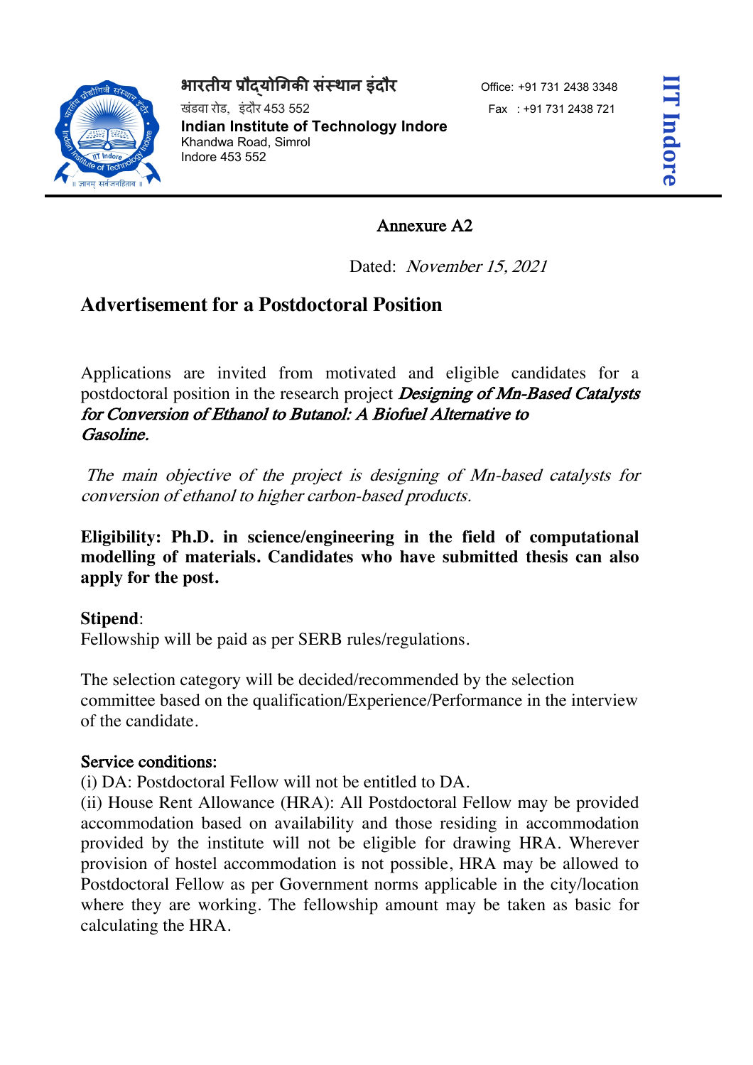भारतीय प्रौद्योगिकी संस्थान इंदौर
खंडवा रोड, इंदौर 453 552
**Indian Institute of Technology Indore**
Khandwa Road, Simrol
Indore 453 552

Office: +91 731 2438 3348
Fax : +91 731 2438 721

**IIT Indore**

Annexure A2

Dated: *November 15, 2021*

# Advertisement for a Postdoctoral Position

Applications are invited from motivated and eligible candidates for a postdoctoral position in the research project ***Designing of Mn-Based Catalysts for Conversion of Ethanol to Butanol: A Biofuel Alternative to Gasoline.***

*The main objective of the project is designing of Mn-based catalysts for conversion of ethanol to higher carbon-based products.*

**Eligibility: Ph.D. in science/engineering in the field of computational modelling of materials. Candidates who have submitted thesis can also apply for the post.**

**Stipend**:
Fellowship will be paid as per SERB rules/regulations.

The selection category will be decided/recommended by the selection committee based on the qualification/Experience/Performance in the interview of the candidate.

Service conditions:
(i) DA: Postdoctoral Fellow will not be entitled to DA.
(ii) House Rent Allowance (HRA): All Postdoctoral Fellow may be provided accommodation based on availability and those residing in accommodation provided by the institute will not be eligible for drawing HRA. Wherever provision of hostel accommodation is not possible, HRA may be allowed to Postdoctoral Fellow as per Government norms applicable in the city/location where they are working. The fellowship amount may be taken as basic for calculating the HRA.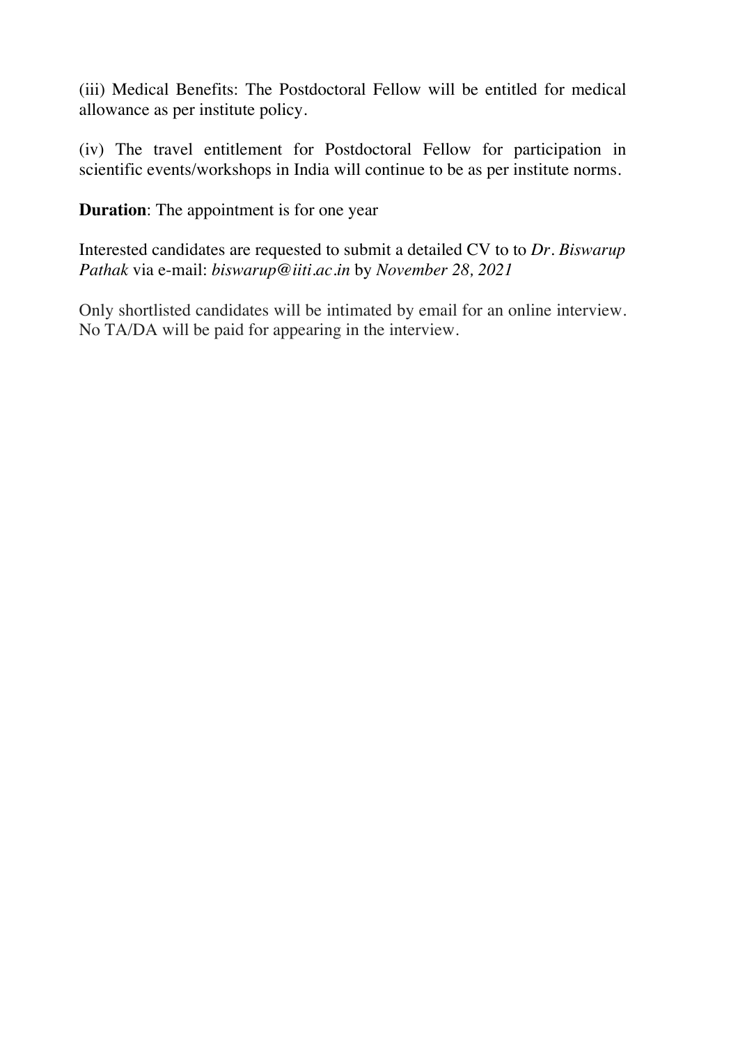(iii) Medical Benefits: The Postdoctoral Fellow will be entitled for medical allowance as per institute policy.

(iv) The travel entitlement for Postdoctoral Fellow for participation in scientific events/workshops in India will continue to be as per institute norms.

**Duration**: The appointment is for one year

Interested candidates are requested to submit a detailed CV to to *Dr. Biswarup Pathak* via e-mail: *biswarup@iiti.ac.in* by *November 28, 2021*

Only shortlisted candidates will be intimated by email for an online interview. No TA/DA will be paid for appearing in the interview.